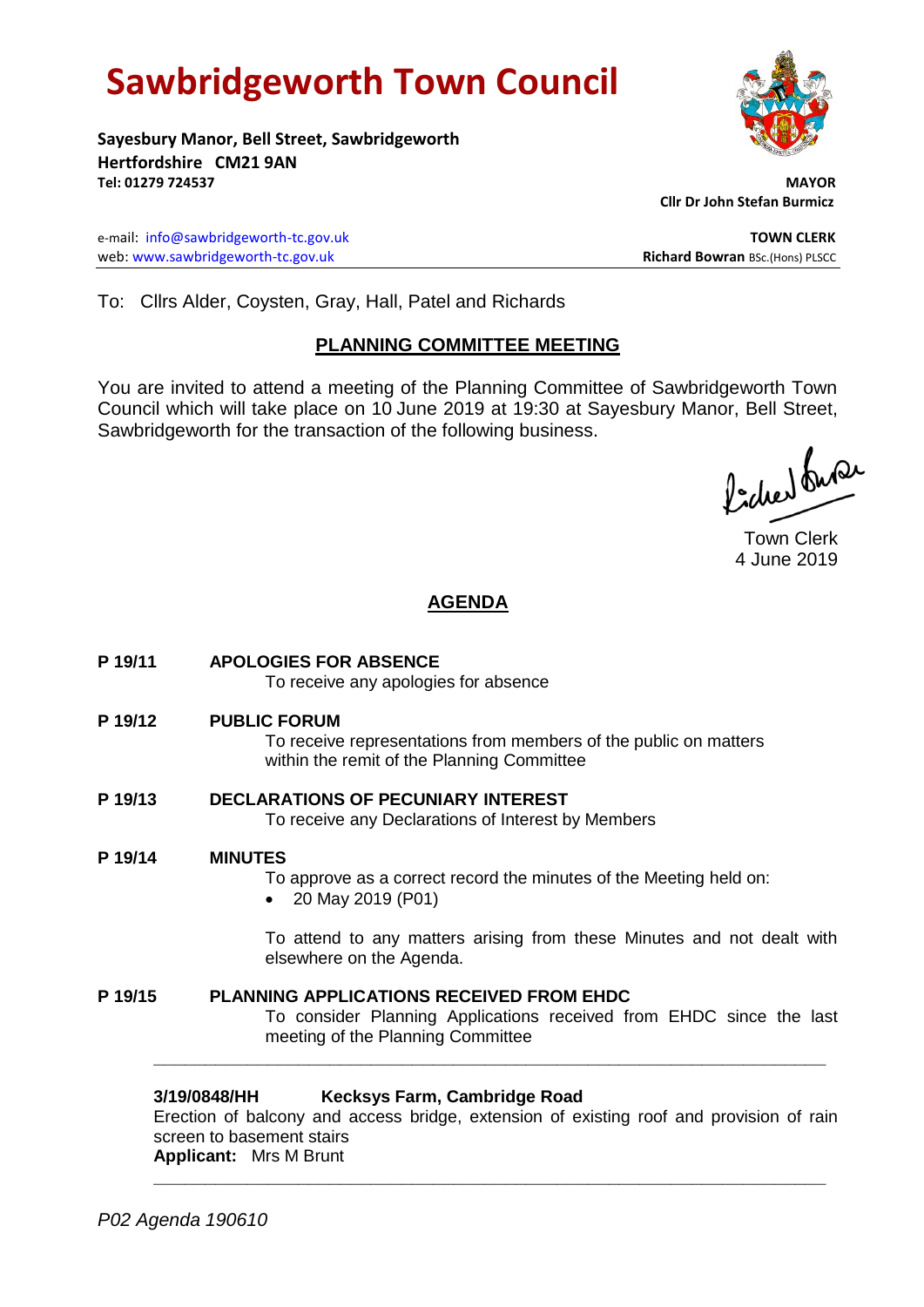# Sawbridgeworth Town Council

**Sayesbury Manor, Bell Street, Sawbridgeworth**
**Hertfordshire CM21 9AN**
**Tel: 01279 724537**

**MAYOR**
**Cllr Dr John Stefan Burmicz**

e-mail: info@sawbridgeworth-tc.gov.uk
web: www.sawbridgeworth-tc.gov.uk

**TOWN CLERK**
**Richard Bowran** BSc.(Hons) PLSCC

To: Cllrs Alder, Coysten, Gray, Hall, Patel and Richards

## PLANNING COMMITTEE MEETING

You are invited to attend a meeting of the Planning Committee of Sawbridgeworth Town Council which will take place on 10 June 2019 at 19:30 at Sayesbury Manor, Bell Street, Sawbridgeworth for the transaction of the following business.

Town Clerk
4 June 2019

## AGENDA

**P 19/11 APOLOGIES FOR ABSENCE**
To receive any apologies for absence

**P 19/12 PUBLIC FORUM**
To receive representations from members of the public on matters within the remit of the Planning Committee

**P 19/13 DECLARATIONS OF PECUNIARY INTEREST**
To receive any Declarations of Interest by Members

**P 19/14 MINUTES**
To approve as a correct record the minutes of the Meeting held on:

- 20 May 2019 (P01)

To attend to any matters arising from these Minutes and not dealt with elsewhere on the Agenda.

**P 19/15 PLANNING APPLICATIONS RECEIVED FROM EHDC**
To consider Planning Applications received from EHDC since the last meeting of the Planning Committee

---

**3/19/0848/HH Kecksys Farm, Cambridge Road**
Erection of balcony and access bridge, extension of existing roof and provision of rain screen to basement stairs
**Applicant:** Mrs M Brunt

---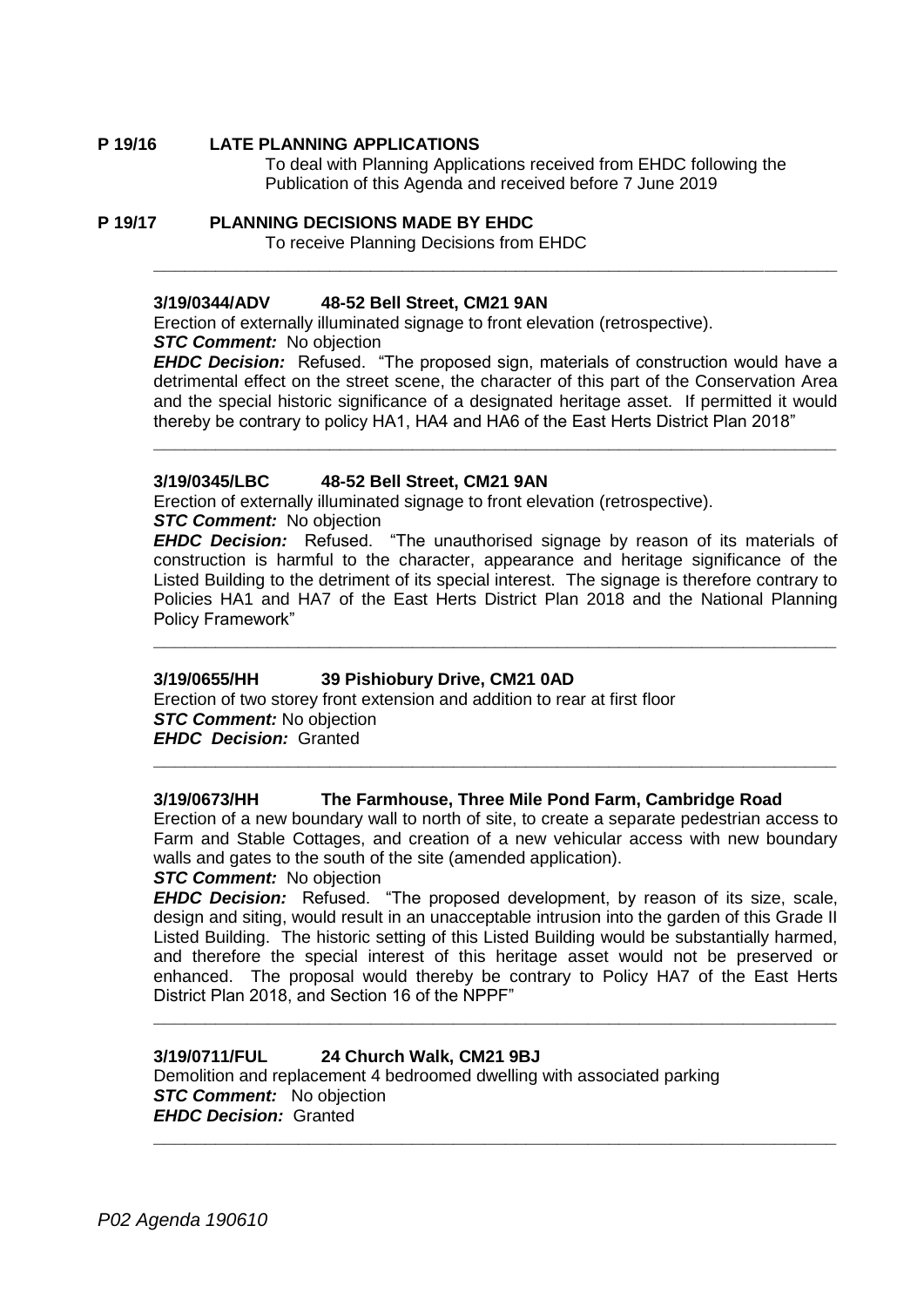**P 19/16 LATE PLANNING APPLICATIONS**

To deal with Planning Applications received from EHDC following the Publication of this Agenda and received before 7 June 2019

**P 19/17 PLANNING DECISIONS MADE BY EHDC**

To receive Planning Decisions from EHDC

---

**3/19/0344/ADV 48-52 Bell Street, CM21 9AN**

Erection of externally illuminated signage to front elevation (retrospective).

***STC Comment:*** No objection

***EHDC Decision:*** Refused. "The proposed sign, materials of construction would have a detrimental effect on the street scene, the character of this part of the Conservation Area and the special historic significance of a designated heritage asset. If permitted it would thereby be contrary to policy HA1, HA4 and HA6 of the East Herts District Plan 2018"

---

**3/19/0345/LBC 48-52 Bell Street, CM21 9AN**

Erection of externally illuminated signage to front elevation (retrospective).

***STC Comment:*** No objection

***EHDC Decision:*** Refused. "The unauthorised signage by reason of its materials of construction is harmful to the character, appearance and heritage significance of the Listed Building to the detriment of its special interest. The signage is therefore contrary to Policies HA1 and HA7 of the East Herts District Plan 2018 and the National Planning Policy Framework"

---

**3/19/0655/HH 39 Pishiobury Drive, CM21 0AD**

Erection of two storey front extension and addition to rear at first floor

***STC Comment:*** No objection

***EHDC Decision:*** Granted

---

**3/19/0673/HH The Farmhouse, Three Mile Pond Farm, Cambridge Road**

Erection of a new boundary wall to north of site, to create a separate pedestrian access to Farm and Stable Cottages, and creation of a new vehicular access with new boundary walls and gates to the south of the site (amended application).

***STC Comment:*** No objection

***EHDC Decision:*** Refused. "The proposed development, by reason of its size, scale, design and siting, would result in an unacceptable intrusion into the garden of this Grade II Listed Building. The historic setting of this Listed Building would be substantially harmed, and therefore the special interest of this heritage asset would not be preserved or enhanced. The proposal would thereby be contrary to Policy HA7 of the East Herts District Plan 2018, and Section 16 of the NPPF"

---

**3/19/0711/FUL 24 Church Walk, CM21 9BJ**

Demolition and replacement 4 bedroomed dwelling with associated parking

***STC Comment:*** No objection

***EHDC Decision:*** Granted

---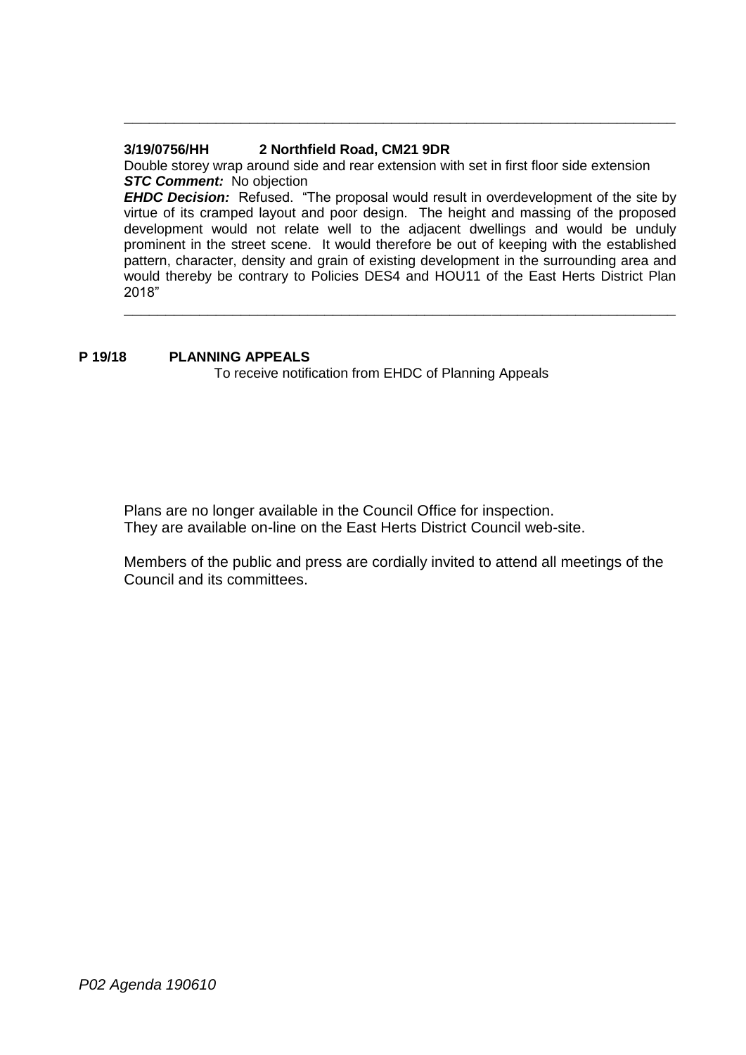---

**3/19/0756/HH 2 Northfield Road, CM21 9DR**

Double storey wrap around side and rear extension with set in first floor side extension

***STC Comment:*** No objection

***EHDC Decision:*** Refused. "The proposal would result in overdevelopment of the site by virtue of its cramped layout and poor design. The height and massing of the proposed development would not relate well to the adjacent dwellings and would be unduly prominent in the street scene. It would therefore be out of keeping with the established pattern, character, density and grain of existing development in the surrounding area and would thereby be contrary to Policies DES4 and HOU11 of the East Herts District Plan 2018"

---

**P 19/18 PLANNING APPEALS**

To receive notification from EHDC of Planning Appeals

Plans are no longer available in the Council Office for inspection.
They are available on-line on the East Herts District Council web-site.

Members of the public and press are cordially invited to attend all meetings of the Council and its committees.

*P02 Agenda 190610*